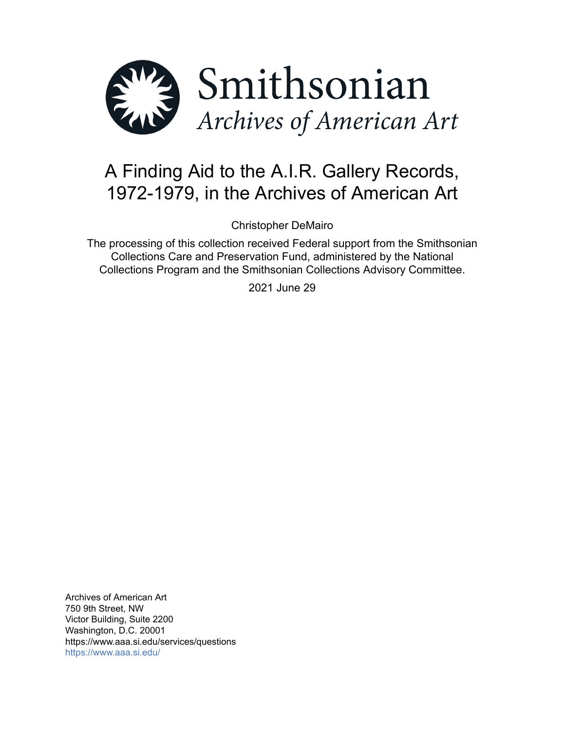Smithsonian

*Archives of American Art*

# A Finding Aid to the A.I.R. Gallery Records, 1972-1979, in the Archives of American Art

Christopher DeMairo

The processing of this collection received Federal support from the Smithsonian Collections Care and Preservation Fund, administered by the National Collections Program and the Smithsonian Collections Advisory Committee.

2021 June 29

Archives of American Art
750 9th Street, NW
Victor Building, Suite 2200
Washington, D.C. 20001
https://www.aaa.si.edu/services/questions
https://www.aaa.si.edu/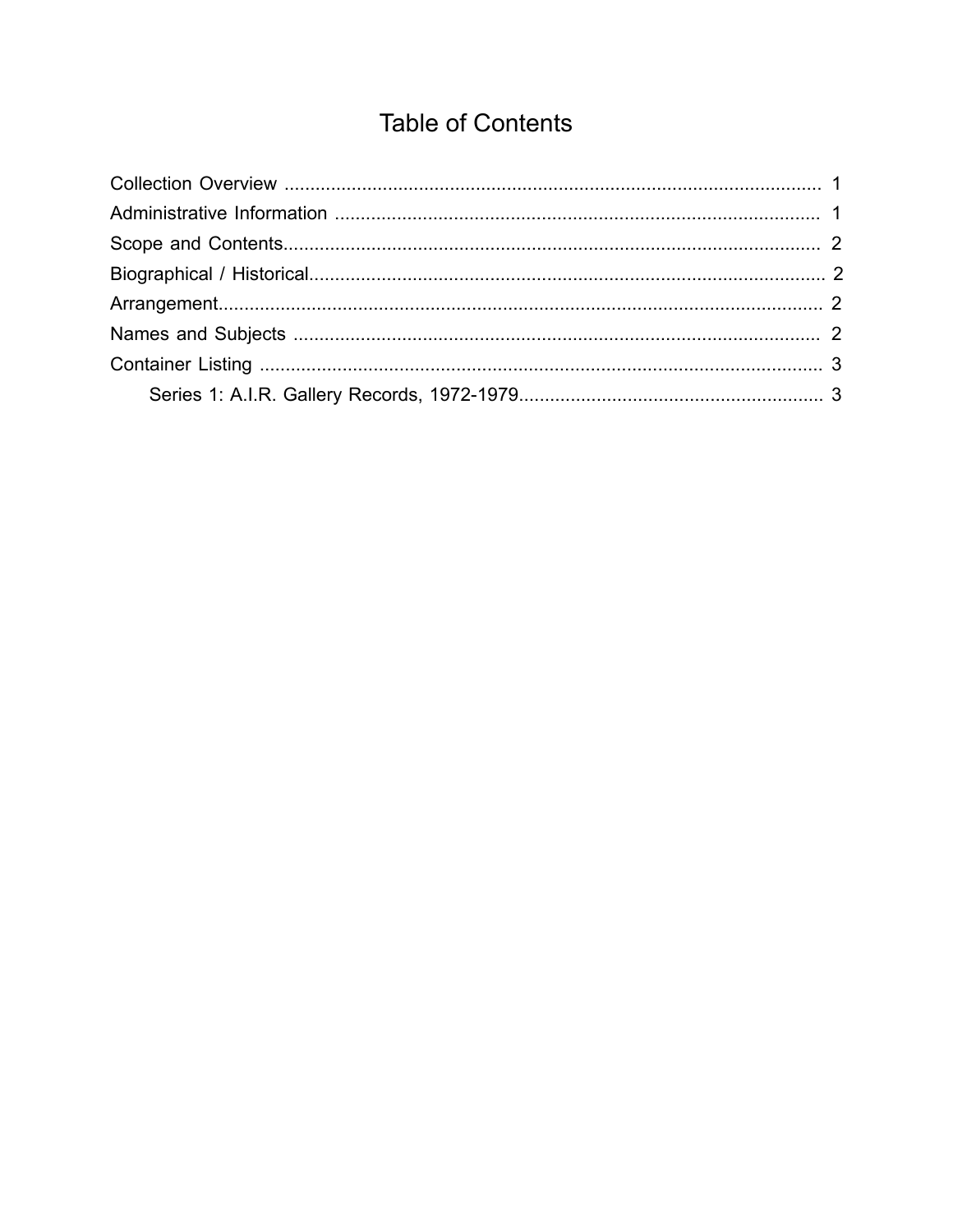# Table of Contents

Collection Overview .......................................................................................................... 1

Administrative Information ............................................................................................... 1

Scope and Contents.......................................................................................................... 2

Biographical / Historical..................................................................................................... 2

Arrangement...................................................................................................................... 2

Names and Subjects ........................................................................................................ 2

Container Listing ............................................................................................................... 3

- Series 1: A.I.R. Gallery Records, 1972-1979........................................................... 3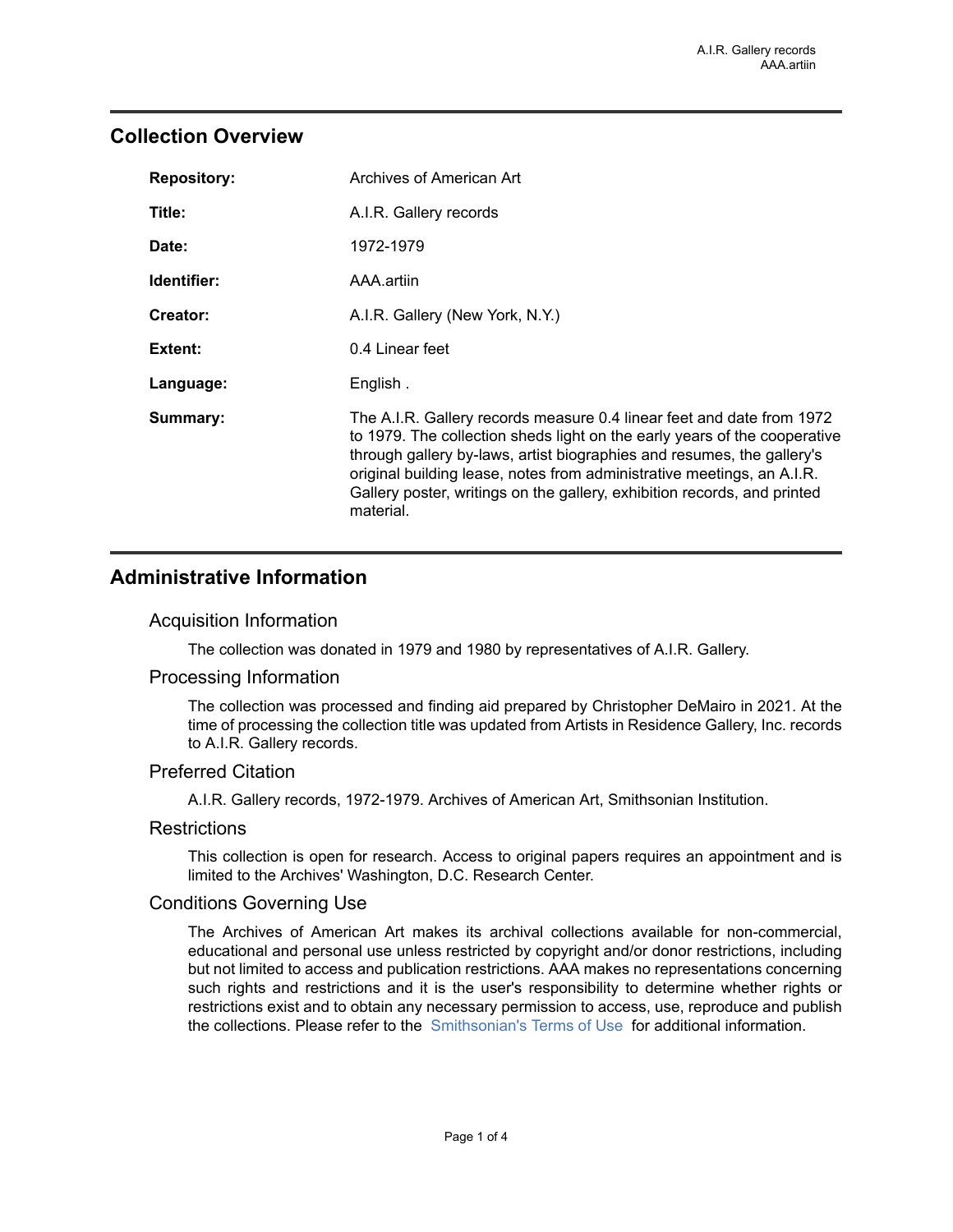## Collection Overview

| | |
|---|---|
| **Repository:** | Archives of American Art |
| **Title:** | A.I.R. Gallery records |
| **Date:** | 1972-1979 |
| **Identifier:** | AAA.artiin |
| **Creator:** | A.I.R. Gallery (New York, N.Y.) |
| **Extent:** | 0.4 Linear feet |
| **Language:** | English . |
| **Summary:** | The A.I.R. Gallery records measure 0.4 linear feet and date from 1972 to 1979. The collection sheds light on the early years of the cooperative through gallery by-laws, artist biographies and resumes, the gallery's original building lease, notes from administrative meetings, an A.I.R. Gallery poster, writings on the gallery, exhibition records, and printed material. |

## Administrative Information

### Acquisition Information

The collection was donated in 1979 and 1980 by representatives of A.I.R. Gallery.

### Processing Information

The collection was processed and finding aid prepared by Christopher DeMairo in 2021. At the time of processing the collection title was updated from Artists in Residence Gallery, Inc. records to A.I.R. Gallery records.

### Preferred Citation

A.I.R. Gallery records, 1972-1979. Archives of American Art, Smithsonian Institution.

### Restrictions

This collection is open for research. Access to original papers requires an appointment and is limited to the Archives' Washington, D.C. Research Center.

### Conditions Governing Use

The Archives of American Art makes its archival collections available for non-commercial, educational and personal use unless restricted by copyright and/or donor restrictions, including but not limited to access and publication restrictions. AAA makes no representations concerning such rights and restrictions and it is the user's responsibility to determine whether rights or restrictions exist and to obtain any necessary permission to access, use, reproduce and publish the collections. Please refer to the Smithsonian's Terms of Use for additional information.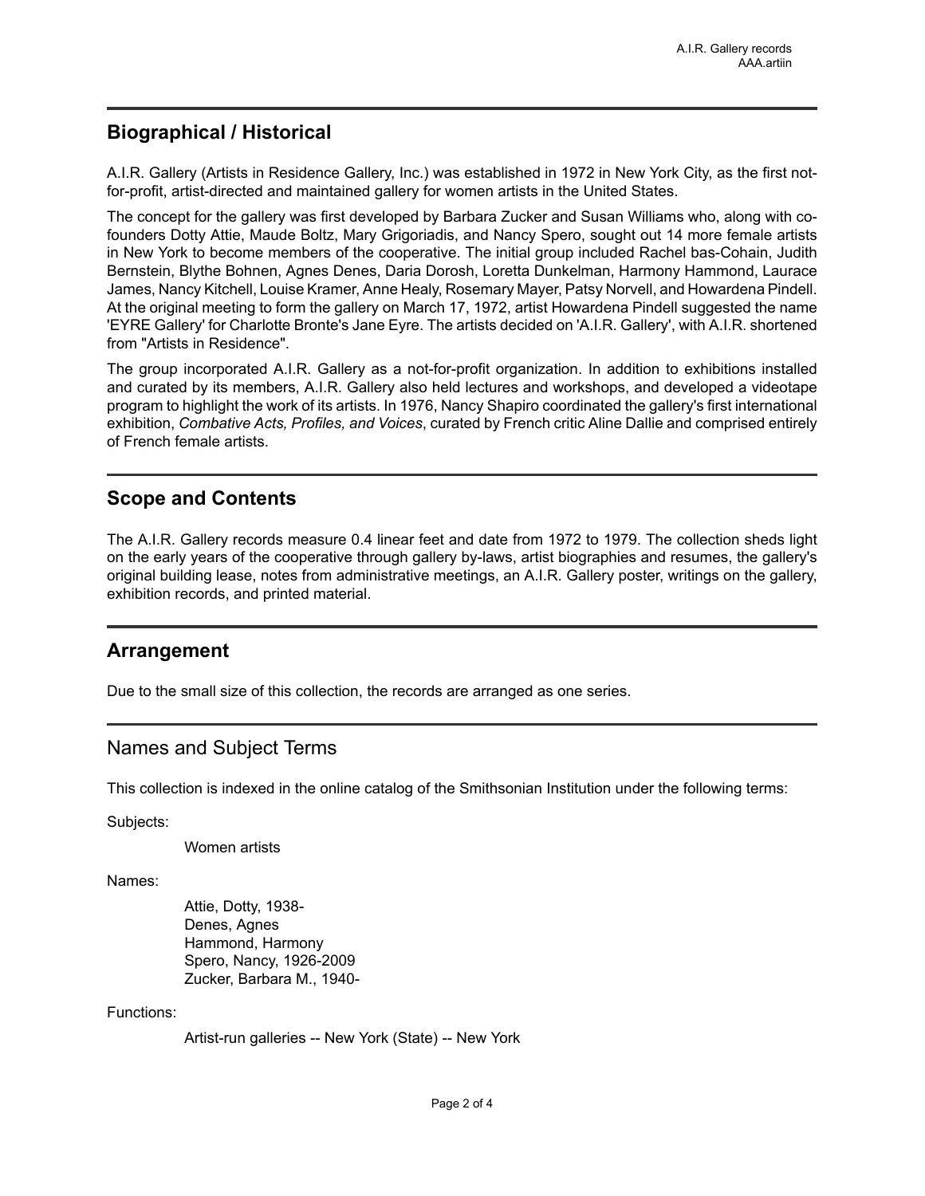## Biographical / Historical

A.I.R. Gallery (Artists in Residence Gallery, Inc.) was established in 1972 in New York City, as the first not-for-profit, artist-directed and maintained gallery for women artists in the United States.

The concept for the gallery was first developed by Barbara Zucker and Susan Williams who, along with co-founders Dotty Attie, Maude Boltz, Mary Grigoriadis, and Nancy Spero, sought out 14 more female artists in New York to become members of the cooperative. The initial group included Rachel bas-Cohain, Judith Bernstein, Blythe Bohnen, Agnes Denes, Daria Dorosh, Loretta Dunkelman, Harmony Hammond, Laurace James, Nancy Kitchell, Louise Kramer, Anne Healy, Rosemary Mayer, Patsy Norvell, and Howardena Pindell. At the original meeting to form the gallery on March 17, 1972, artist Howardena Pindell suggested the name 'EYRE Gallery' for Charlotte Bronte's Jane Eyre. The artists decided on 'A.I.R. Gallery', with A.I.R. shortened from "Artists in Residence".

The group incorporated A.I.R. Gallery as a not-for-profit organization. In addition to exhibitions installed and curated by its members, A.I.R. Gallery also held lectures and workshops, and developed a videotape program to highlight the work of its artists. In 1976, Nancy Shapiro coordinated the gallery's first international exhibition, *Combative Acts, Profiles, and Voices*, curated by French critic Aline Dallie and comprised entirely of French female artists.

## Scope and Contents

The A.I.R. Gallery records measure 0.4 linear feet and date from 1972 to 1979. The collection sheds light on the early years of the cooperative through gallery by-laws, artist biographies and resumes, the gallery's original building lease, notes from administrative meetings, an A.I.R. Gallery poster, writings on the gallery, exhibition records, and printed material.

## Arrangement

Due to the small size of this collection, the records are arranged as one series.

## Names and Subject Terms

This collection is indexed in the online catalog of the Smithsonian Institution under the following terms:

Subjects:

- Women artists

Names:

- Attie, Dotty, 1938-
- Denes, Agnes
- Hammond, Harmony
- Spero, Nancy, 1926-2009
- Zucker, Barbara M., 1940-

Functions:

- Artist-run galleries -- New York (State) -- New York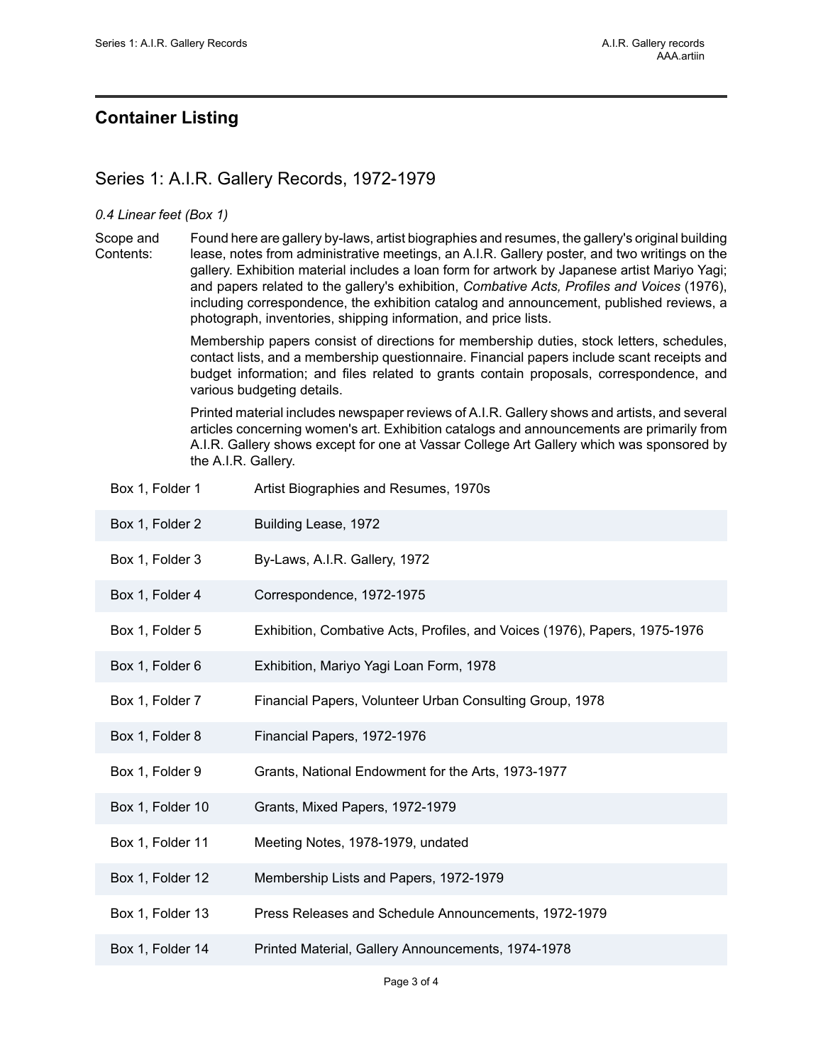## Container Listing

### Series 1: A.I.R. Gallery Records, 1972-1979

*0.4 Linear feet (Box 1)*

Scope and Contents: Found here are gallery by-laws, artist biographies and resumes, the gallery's original building lease, notes from administrative meetings, an A.I.R. Gallery poster, and two writings on the gallery. Exhibition material includes a loan form for artwork by Japanese artist Mariyo Yagi; and papers related to the gallery's exhibition, *Combative Acts, Profiles and Voices* (1976), including correspondence, the exhibition catalog and announcement, published reviews, a photograph, inventories, shipping information, and price lists.

Membership papers consist of directions for membership duties, stock letters, schedules, contact lists, and a membership questionnaire. Financial papers include scant receipts and budget information; and files related to grants contain proposals, correspondence, and various budgeting details.

Printed material includes newspaper reviews of A.I.R. Gallery shows and artists, and several articles concerning women's art. Exhibition catalogs and announcements are primarily from A.I.R. Gallery shows except for one at Vassar College Art Gallery which was sponsored by the A.I.R. Gallery.

| | |
|---|---|
| Box 1, Folder 1 | Artist Biographies and Resumes, 1970s |
| Box 1, Folder 2 | Building Lease, 1972 |
| Box 1, Folder 3 | By-Laws, A.I.R. Gallery, 1972 |
| Box 1, Folder 4 | Correspondence, 1972-1975 |
| Box 1, Folder 5 | Exhibition, Combative Acts, Profiles, and Voices (1976), Papers, 1975-1976 |
| Box 1, Folder 6 | Exhibition, Mariyo Yagi Loan Form, 1978 |
| Box 1, Folder 7 | Financial Papers, Volunteer Urban Consulting Group, 1978 |
| Box 1, Folder 8 | Financial Papers, 1972-1976 |
| Box 1, Folder 9 | Grants, National Endowment for the Arts, 1973-1977 |
| Box 1, Folder 10 | Grants, Mixed Papers, 1972-1979 |
| Box 1, Folder 11 | Meeting Notes, 1978-1979, undated |
| Box 1, Folder 12 | Membership Lists and Papers, 1972-1979 |
| Box 1, Folder 13 | Press Releases and Schedule Announcements, 1972-1979 |
| Box 1, Folder 14 | Printed Material, Gallery Announcements, 1974-1978 |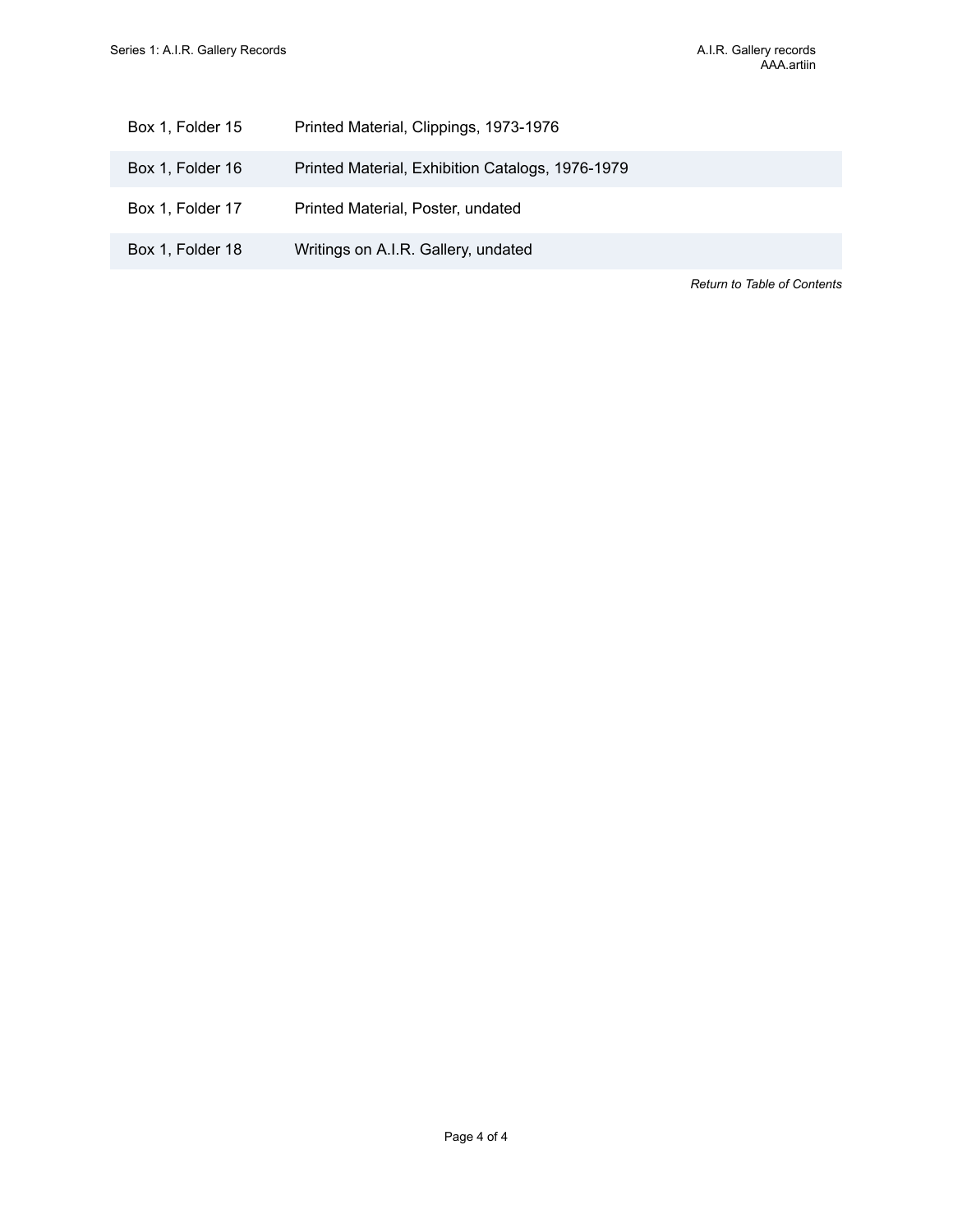| | |
|---|---|
| Box 1, Folder 15 | Printed Material, Clippings, 1973-1976 |
| Box 1, Folder 16 | Printed Material, Exhibition Catalogs, 1976-1979 |
| Box 1, Folder 17 | Printed Material, Poster, undated |
| Box 1, Folder 18 | Writings on A.I.R. Gallery, undated |

*Return to Table of Contents*